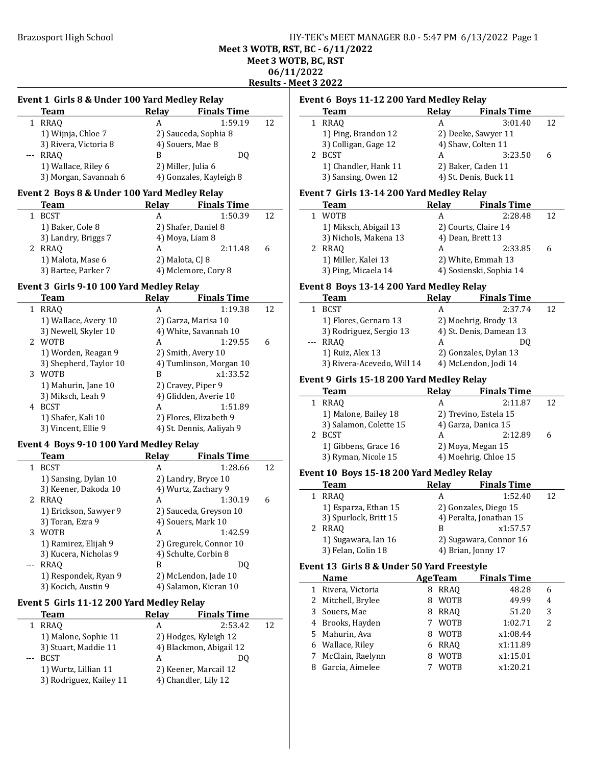Brazosport High School

**Meet 3 WOTB, RST, BC - 6/11/2022**
**Meet 3 WOTB, BC, RST**
**06/11/2022**
**Results - Meet 3 2022**

### Event 1 Girls 8 & Under 100 Yard Medley Relay

| | Team | Relay | Finals Time | |
|---|---|---|---|---|
| 1 | RRAQ | A | 1:59.19 | 12 |
| | 1) Wijnja, Chloe 7 | 2) Sauceda, Sophia 8 | | |
| | 3) Rivera, Victoria 8 | 4) Souers, Mae 8 | | |
| --- | RRAQ | B | DQ | |
| | 1) Wallace, Riley 6 | 2) Miller, Julia 6 | | |
| | 3) Morgan, Savannah 6 | 4) Gonzales, Kayleigh 8 | | |

### Event 2 Boys 8 & Under 100 Yard Medley Relay

| | Team | Relay | Finals Time | |
|---|---|---|---|---|
| 1 | BCST | A | 1:50.39 | 12 |
| | 1) Baker, Cole 8 | 2) Shafer, Daniel 8 | | |
| | 3) Landry, Briggs 7 | 4) Moya, Liam 8 | | |
| 2 | RRAQ | A | 2:11.48 | 6 |
| | 1) Malota, Mase 6 | 2) Malota, CJ 8 | | |
| | 3) Bartee, Parker 7 | 4) Mclemore, Cory 8 | | |

### Event 3 Girls 9-10 100 Yard Medley Relay

| | Team | Relay | Finals Time | |
|---|---|---|---|---|
| 1 | RRAQ | A | 1:19.38 | 12 |
| | 1) Wallace, Avery 10 | 2) Garza, Marisa 10 | | |
| | 3) Newell, Skyler 10 | 4) White, Savannah 10 | | |
| 2 | WOTB | A | 1:29.55 | 6 |
| | 1) Worden, Reagan 9 | 2) Smith, Avery 10 | | |
| | 3) Shepherd, Taylor 10 | 4) Tumlinson, Morgan 10 | | |
| 3 | WOTB | B | x1:33.52 | |
| | 1) Mahurin, Jane 10 | 2) Cravey, Piper 9 | | |
| | 3) Miksch, Leah 9 | 4) Glidden, Averie 10 | | |
| 4 | BCST | A | 1:51.89 | |
| | 1) Shafer, Kali 10 | 2) Flores, Elizabeth 9 | | |
| | 3) Vincent, Ellie 9 | 4) St. Dennis, Aaliyah 9 | | |

### Event 4 Boys 9-10 100 Yard Medley Relay

| | Team | Relay | Finals Time | |
|---|---|---|---|---|
| 1 | BCST | A | 1:28.66 | 12 |
| | 1) Sansing, Dylan 10 | 2) Landry, Bryce 10 | | |
| | 3) Keener, Dakoda 10 | 4) Wurtz, Zachary 9 | | |
| 2 | RRAQ | A | 1:30.19 | 6 |
| | 1) Erickson, Sawyer 9 | 2) Sauceda, Greyson 10 | | |
| | 3) Toran, Ezra 9 | 4) Souers, Mark 10 | | |
| 3 | WOTB | A | 1:42.59 | |
| | 1) Ramirez, Elijah 9 | 2) Gregurek, Connor 10 | | |
| | 3) Kucera, Nicholas 9 | 4) Schulte, Corbin 8 | | |
| --- | RRAQ | B | DQ | |
| | 1) Respondek, Ryan 9 | 2) McLendon, Jade 10 | | |
| | 3) Kocich, Austin 9 | 4) Salamon, Kieran 10 | | |

### Event 5 Girls 11-12 200 Yard Medley Relay

| | Team | Relay | Finals Time | |
|---|---|---|---|---|
| 1 | RRAQ | A | 2:53.42 | 12 |
| | 1) Malone, Sophie 11 | 2) Hodges, Kyleigh 12 | | |
| | 3) Stuart, Maddie 11 | 4) Blackmon, Abigail 12 | | |
| --- | BCST | A | DQ | |
| | 1) Wurtz, Lillian 11 | 2) Keener, Marcail 12 | | |
| | 3) Rodriguez, Kailey 11 | 4) Chandler, Lily 12 | | |

### Event 6 Boys 11-12 200 Yard Medley Relay

| | Team | Relay | Finals Time | |
|---|---|---|---|---|
| 1 | RRAQ | A | 3:01.40 | 12 |
| | 1) Ping, Brandon 12 | 2) Deeke, Sawyer 11 | | |
| | 3) Colligan, Gage 12 | 4) Shaw, Colten 11 | | |
| 2 | BCST | A | 3:23.50 | 6 |
| | 1) Chandler, Hank 11 | 2) Baker, Caden 11 | | |
| | 3) Sansing, Owen 12 | 4) St. Denis, Buck 11 | | |

### Event 7 Girls 13-14 200 Yard Medley Relay

| | Team | Relay | Finals Time | |
|---|---|---|---|---|
| 1 | WOTB | A | 2:28.48 | 12 |
| | 1) Miksch, Abigail 13 | 2) Courts, Claire 14 | | |
| | 3) Nichols, Makena 13 | 4) Dean, Brett 13 | | |
| 2 | RRAQ | A | 2:33.85 | 6 |
| | 1) Miller, Kalei 13 | 2) White, Emmah 13 | | |
| | 3) Ping, Micaela 14 | 4) Sosienski, Sophia 14 | | |

### Event 8 Boys 13-14 200 Yard Medley Relay

| | Team | Relay | Finals Time | |
|---|---|---|---|---|
| 1 | BCST | A | 2:37.74 | 12 |
| | 1) Flores, Gernaro 13 | 2) Moehrig, Brody 13 | | |
| | 3) Rodriguez, Sergio 13 | 4) St. Denis, Damean 13 | | |
| --- | RRAQ | A | DQ | |
| | 1) Ruiz, Alex 13 | 2) Gonzales, Dylan 13 | | |
| | 3) Rivera-Acevedo, Will 14 | 4) McLendon, Jodi 14 | | |

### Event 9 Girls 15-18 200 Yard Medley Relay

| | Team | Relay | Finals Time | |
|---|---|---|---|---|
| 1 | RRAQ | A | 2:11.87 | 12 |
| | 1) Malone, Bailey 18 | 2) Trevino, Estela 15 | | |
| | 3) Salamon, Colette 15 | 4) Garza, Danica 15 | | |
| 2 | BCST | A | 2:12.89 | 6 |
| | 1) Gibbens, Grace 16 | 2) Moya, Megan 15 | | |
| | 3) Ryman, Nicole 15 | 4) Moehrig, Chloe 15 | | |

### Event 10 Boys 15-18 200 Yard Medley Relay

| | Team | Relay | Finals Time | |
|---|---|---|---|---|
| 1 | RRAQ | A | 1:52.40 | 12 |
| | 1) Esparza, Ethan 15 | 2) Gonzales, Diego 15 | | |
| | 3) Spurlock, Britt 15 | 4) Peralta, Jonathan 15 | | |
| 2 | RRAQ | B | x1:57.57 | |
| | 1) Sugawara, Ian 16 | 2) Sugawara, Connor 16 | | |
| | 3) Felan, Colin 18 | 4) Brian, Jonny 17 | | |

### Event 13 Girls 8 & Under 50 Yard Freestyle

| | Name | Age | Team | Finals Time | |
|---|---|---|---|---|---|
| 1 | Rivera, Victoria | 8 | RRAQ | 48.28 | 6 |
| 2 | Mitchell, Brylee | 8 | WOTB | 49.99 | 4 |
| 3 | Souers, Mae | 8 | RRAQ | 51.20 | 3 |
| 4 | Brooks, Hayden | 7 | WOTB | 1:02.71 | 2 |
| 5 | Mahurin, Ava | 8 | WOTB | x1:08.44 | |
| 6 | Wallace, Riley | 6 | RRAQ | x1:11.89 | |
| 7 | McClain, Raelynn | 8 | WOTB | x1:15.01 | |
| 8 | Garcia, Aimelee | 7 | WOTB | x1:20.21 | |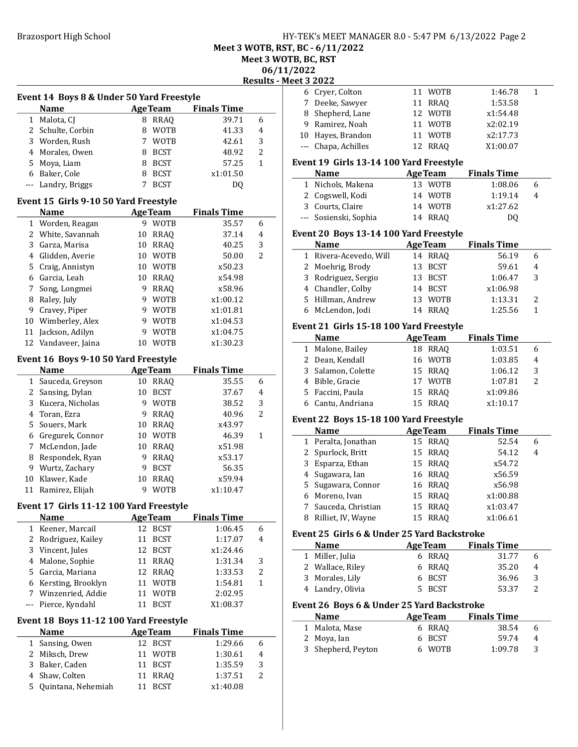Meet 3 WOTB, RST, BC - 6/11/2022
Meet 3 WOTB, BC, RST
06/11/2022
Results - Meet 3 2022

### Event 14 Boys 8 & Under 50 Yard Freestyle

| | Name | Age | Team | Finals Time | |
|---|---|---|---|---|---|
| 1 | Malota, CJ | 8 | RRAQ | 39.71 | 6 |
| 2 | Schulte, Corbin | 8 | WOTB | 41.33 | 4 |
| 3 | Worden, Rush | 7 | WOTB | 42.61 | 3 |
| 4 | Morales, Owen | 8 | BCST | 48.92 | 2 |
| 5 | Moya, Liam | 8 | BCST | 57.25 | 1 |
| 6 | Baker, Cole | 8 | BCST | x1:01.50 | |
| --- | Landry, Briggs | 7 | BCST | DQ | |

### Event 15 Girls 9-10 50 Yard Freestyle

| | Name | Age | Team | Finals Time | |
|---|---|---|---|---|---|
| 1 | Worden, Reagan | 9 | WOTB | 35.57 | 6 |
| 2 | White, Savannah | 10 | RRAQ | 37.14 | 4 |
| 3 | Garza, Marisa | 10 | RRAQ | 40.25 | 3 |
| 4 | Glidden, Averie | 10 | WOTB | 50.00 | 2 |
| 5 | Craig, Annistyn | 10 | WOTB | x50.23 | |
| 6 | Garcia, Leah | 10 | RRAQ | x54.98 | |
| 7 | Song, Longmei | 9 | RRAQ | x58.96 | |
| 8 | Raley, July | 9 | WOTB | x1:00.12 | |
| 9 | Cravey, Piper | 9 | WOTB | x1:01.81 | |
| 10 | Wimberley, Alex | 9 | WOTB | x1:04.53 | |
| 11 | Jackson, Adilyn | 9 | WOTB | x1:04.75 | |
| 12 | Vandaveer, Jaina | 10 | WOTB | x1:30.23 | |

### Event 16 Boys 9-10 50 Yard Freestyle

| | Name | Age | Team | Finals Time | |
|---|---|---|---|---|---|
| 1 | Sauceda, Greyson | 10 | RRAQ | 35.55 | 6 |
| 2 | Sansing, Dylan | 10 | BCST | 37.67 | 4 |
| 3 | Kucera, Nicholas | 9 | WOTB | 38.52 | 3 |
| 4 | Toran, Ezra | 9 | RRAQ | 40.96 | 2 |
| 5 | Souers, Mark | 10 | RRAQ | x43.97 | |
| 6 | Gregurek, Connor | 10 | WOTB | 46.39 | 1 |
| 7 | McLendon, Jade | 10 | RRAQ | x51.98 | |
| 8 | Respondek, Ryan | 9 | RRAQ | x53.17 | |
| 9 | Wurtz, Zachary | 9 | BCST | 56.35 | |
| 10 | Klawer, Kade | 10 | RRAQ | x59.94 | |
| 11 | Ramirez, Elijah | 9 | WOTB | x1:10.47 | |

### Event 17 Girls 11-12 100 Yard Freestyle

| | Name | Age | Team | Finals Time | |
|---|---|---|---|---|---|
| 1 | Keener, Marcail | 12 | BCST | 1:06.45 | 6 |
| 2 | Rodriguez, Kailey | 11 | BCST | 1:17.07 | 4 |
| 3 | Vincent, Jules | 12 | BCST | x1:24.46 | |
| 4 | Malone, Sophie | 11 | RRAQ | 1:31.34 | 3 |
| 5 | Garcia, Mariana | 12 | RRAQ | 1:33.53 | 2 |
| 6 | Kersting, Brooklyn | 11 | WOTB | 1:54.81 | 1 |
| 7 | Winzenried, Addie | 11 | WOTB | 2:02.95 | |
| --- | Pierce, Kyndahl | 11 | BCST | X1:08.37 | |

### Event 18 Boys 11-12 100 Yard Freestyle

| | Name | Age | Team | Finals Time | |
|---|---|---|---|---|---|
| 1 | Sansing, Owen | 12 | BCST | 1:29.66 | 6 |
| 2 | Miksch, Drew | 11 | WOTB | 1:30.61 | 4 |
| 3 | Baker, Caden | 11 | BCST | 1:35.59 | 3 |
| 4 | Shaw, Colten | 11 | RRAQ | 1:37.51 | 2 |
| 5 | Quintana, Nehemiah | 11 | BCST | x1:40.08 | |
| 6 | Cryer, Colton | 11 | WOTB | 1:46.78 | 1 |
| 7 | Deeke, Sawyer | 11 | RRAQ | 1:53.58 | |
| 8 | Shepherd, Lane | 12 | WOTB | x1:54.48 | |
| 9 | Ramirez, Noah | 11 | WOTB | x2:02.19 | |
| 10 | Hayes, Brandon | 11 | WOTB | x2:17.73 | |
| --- | Chapa, Achilles | 12 | RRAQ | X1:00.07 | |

### Event 19 Girls 13-14 100 Yard Freestyle

| | Name | Age | Team | Finals Time | |
|---|---|---|---|---|---|
| 1 | Nichols, Makena | 13 | WOTB | 1:08.06 | 6 |
| 2 | Cogswell, Kodi | 14 | WOTB | 1:19.14 | 4 |
| 3 | Courts, Claire | 14 | WOTB | x1:27.62 | |
| --- | Sosienski, Sophia | 14 | RRAQ | DQ | |

### Event 20 Boys 13-14 100 Yard Freestyle

| | Name | Age | Team | Finals Time | |
|---|---|---|---|---|---|
| 1 | Rivera-Acevedo, Will | 14 | RRAQ | 56.19 | 6 |
| 2 | Moehrig, Brody | 13 | BCST | 59.61 | 4 |
| 3 | Rodriguez, Sergio | 13 | BCST | 1:06.47 | 3 |
| 4 | Chandler, Colby | 14 | BCST | x1:06.98 | |
| 5 | Hillman, Andrew | 13 | WOTB | 1:13.31 | 2 |
| 6 | McLendon, Jodi | 14 | RRAQ | 1:25.56 | 1 |

### Event 21 Girls 15-18 100 Yard Freestyle

| | Name | Age | Team | Finals Time | |
|---|---|---|---|---|---|
| 1 | Malone, Bailey | 18 | RRAQ | 1:03.51 | 6 |
| 2 | Dean, Kendall | 16 | WOTB | 1:03.85 | 4 |
| 3 | Salamon, Colette | 15 | RRAQ | 1:06.12 | 3 |
| 4 | Bible, Gracie | 17 | WOTB | 1:07.81 | 2 |
| 5 | Faccini, Paula | 15 | RRAQ | x1:09.86 | |
| 6 | Cantu, Andriana | 15 | RRAQ | x1:10.17 | |

### Event 22 Boys 15-18 100 Yard Freestyle

| | Name | Age | Team | Finals Time | |
|---|---|---|---|---|---|
| 1 | Peralta, Jonathan | 15 | RRAQ | 52.54 | 6 |
| 2 | Spurlock, Britt | 15 | RRAQ | 54.12 | 4 |
| 3 | Esparza, Ethan | 15 | RRAQ | x54.72 | |
| 4 | Sugawara, Ian | 16 | RRAQ | x56.59 | |
| 5 | Sugawara, Connor | 16 | RRAQ | x56.98 | |
| 6 | Moreno, Ivan | 15 | RRAQ | x1:00.88 | |
| 7 | Sauceda, Christian | 15 | RRAQ | x1:03.47 | |
| 8 | Rilliet, IV, Wayne | 15 | RRAQ | x1:06.61 | |

### Event 25 Girls 6 & Under 25 Yard Backstroke

| | Name | Age | Team | Finals Time | |
|---|---|---|---|---|---|
| 1 | Miller, Julia | 6 | RRAQ | 31.77 | 6 |
| 2 | Wallace, Riley | 6 | RRAQ | 35.20 | 4 |
| 3 | Morales, Lily | 6 | BCST | 36.96 | 3 |
| 4 | Landry, Olivia | 5 | BCST | 53.37 | 2 |

### Event 26 Boys 6 & Under 25 Yard Backstroke

| | Name | Age | Team | Finals Time | |
|---|---|---|---|---|---|
| 1 | Malota, Mase | 6 | RRAQ | 38.54 | 6 |
| 2 | Moya, Ian | 6 | BCST | 59.74 | 4 |
| 3 | Shepherd, Peyton | 6 | WOTB | 1:09.78 | 3 |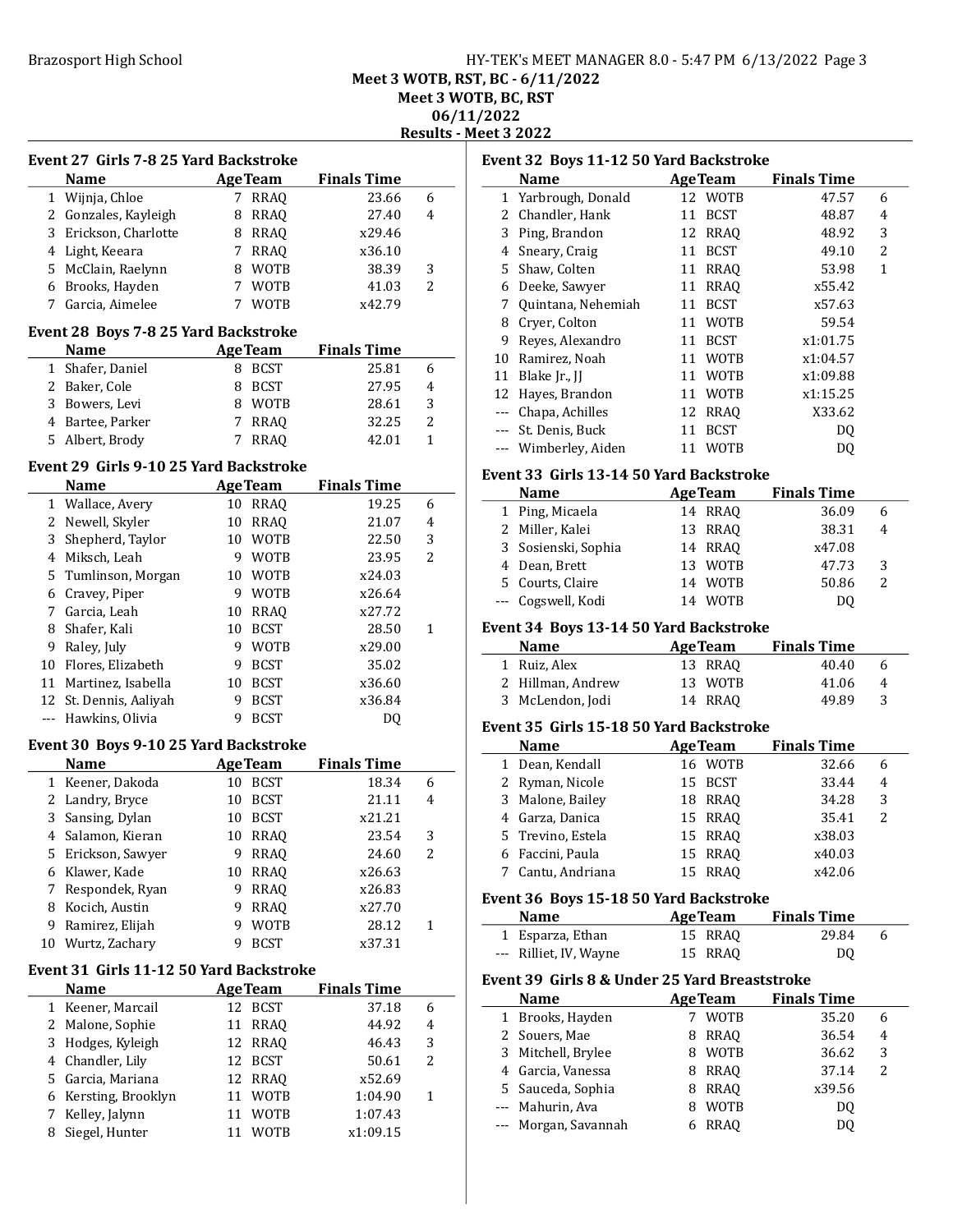Meet 3 WOTB, RST, BC - 6/11/2022
Meet 3 WOTB, BC, RST
06/11/2022
**Results - Meet 3 2022**

### Event 27 Girls 7-8 25 Yard Backstroke

| | Name | Age | Team | Finals Time | |
|---|---|---|---|---|---|
| 1 | Wijnja, Chloe | 7 | RRAQ | 23.66 | 6 |
| 2 | Gonzales, Kayleigh | 8 | RRAQ | 27.40 | 4 |
| 3 | Erickson, Charlotte | 8 | RRAQ | x29.46 | |
| 4 | Light, Keeara | 7 | RRAQ | x36.10 | |
| 5 | McClain, Raelynn | 8 | WOTB | 38.39 | 3 |
| 6 | Brooks, Hayden | 7 | WOTB | 41.03 | 2 |
| 7 | Garcia, Aimelee | 7 | WOTB | x42.79 | |

### Event 28 Boys 7-8 25 Yard Backstroke

| | Name | Age | Team | Finals Time | |
|---|---|---|---|---|---|
| 1 | Shafer, Daniel | 8 | BCST | 25.81 | 6 |
| 2 | Baker, Cole | 8 | BCST | 27.95 | 4 |
| 3 | Bowers, Levi | 8 | WOTB | 28.61 | 3 |
| 4 | Bartee, Parker | 7 | RRAQ | 32.25 | 2 |
| 5 | Albert, Brody | 7 | RRAQ | 42.01 | 1 |

### Event 29 Girls 9-10 25 Yard Backstroke

| | Name | Age | Team | Finals Time | |
|---|---|---|---|---|---|
| 1 | Wallace, Avery | 10 | RRAQ | 19.25 | 6 |
| 2 | Newell, Skyler | 10 | RRAQ | 21.07 | 4 |
| 3 | Shepherd, Taylor | 10 | WOTB | 22.50 | 3 |
| 4 | Miksch, Leah | 9 | WOTB | 23.95 | 2 |
| 5 | Tumlinson, Morgan | 10 | WOTB | x24.03 | |
| 6 | Cravey, Piper | 9 | WOTB | x26.64 | |
| 7 | Garcia, Leah | 10 | RRAQ | x27.72 | |
| 8 | Shafer, Kali | 10 | BCST | 28.50 | 1 |
| 9 | Raley, July | 9 | WOTB | x29.00 | |
| 10 | Flores, Elizabeth | 9 | BCST | 35.02 | |
| 11 | Martinez, Isabella | 10 | BCST | x36.60 | |
| 12 | St. Dennis, Aaliyah | 9 | BCST | x36.84 | |
| --- | Hawkins, Olivia | 9 | BCST | DQ | |

### Event 30 Boys 9-10 25 Yard Backstroke

| | Name | Age | Team | Finals Time | |
|---|---|---|---|---|---|
| 1 | Keener, Dakoda | 10 | BCST | 18.34 | 6 |
| 2 | Landry, Bryce | 10 | BCST | 21.11 | 4 |
| 3 | Sansing, Dylan | 10 | BCST | x21.21 | |
| 4 | Salamon, Kieran | 10 | RRAQ | 23.54 | 3 |
| 5 | Erickson, Sawyer | 9 | RRAQ | 24.60 | 2 |
| 6 | Klawer, Kade | 10 | RRAQ | x26.63 | |
| 7 | Respondek, Ryan | 9 | RRAQ | x26.83 | |
| 8 | Kocich, Austin | 9 | RRAQ | x27.70 | |
| 9 | Ramirez, Elijah | 9 | WOTB | 28.12 | 1 |
| 10 | Wurtz, Zachary | 9 | BCST | x37.31 | |

### Event 31 Girls 11-12 50 Yard Backstroke

| | Name | Age | Team | Finals Time | |
|---|---|---|---|---|---|
| 1 | Keener, Marcail | 12 | BCST | 37.18 | 6 |
| 2 | Malone, Sophie | 11 | RRAQ | 44.92 | 4 |
| 3 | Hodges, Kyleigh | 12 | RRAQ | 46.43 | 3 |
| 4 | Chandler, Lily | 12 | BCST | 50.61 | 2 |
| 5 | Garcia, Mariana | 12 | RRAQ | x52.69 | |
| 6 | Kersting, Brooklyn | 11 | WOTB | 1:04.90 | 1 |
| 7 | Kelley, Jalynn | 11 | WOTB | 1:07.43 | |
| 8 | Siegel, Hunter | 11 | WOTB | x1:09.15 | |

### Event 32 Boys 11-12 50 Yard Backstroke

| | Name | Age | Team | Finals Time | |
|---|---|---|---|---|---|
| 1 | Yarbrough, Donald | 12 | WOTB | 47.57 | 6 |
| 2 | Chandler, Hank | 11 | BCST | 48.87 | 4 |
| 3 | Ping, Brandon | 12 | RRAQ | 48.92 | 3 |
| 4 | Sneary, Craig | 11 | BCST | 49.10 | 2 |
| 5 | Shaw, Colten | 11 | RRAQ | 53.98 | 1 |
| 6 | Deeke, Sawyer | 11 | RRAQ | x55.42 | |
| 7 | Quintana, Nehemiah | 11 | BCST | x57.63 | |
| 8 | Cryer, Colton | 11 | WOTB | 59.54 | |
| 9 | Reyes, Alexandro | 11 | BCST | x1:01.75 | |
| 10 | Ramirez, Noah | 11 | WOTB | x1:04.57 | |
| 11 | Blake Jr., JJ | 11 | WOTB | x1:09.88 | |
| 12 | Hayes, Brandon | 11 | WOTB | x1:15.25 | |
| --- | Chapa, Achilles | 12 | RRAQ | X33.62 | |
| --- | St. Denis, Buck | 11 | BCST | DQ | |
| --- | Wimberley, Aiden | 11 | WOTB | DQ | |

### Event 33 Girls 13-14 50 Yard Backstroke

| | Name | Age | Team | Finals Time | |
|---|---|---|---|---|---|
| 1 | Ping, Micaela | 14 | RRAQ | 36.09 | 6 |
| 2 | Miller, Kalei | 13 | RRAQ | 38.31 | 4 |
| 3 | Sosienski, Sophia | 14 | RRAQ | x47.08 | |
| 4 | Dean, Brett | 13 | WOTB | 47.73 | 3 |
| 5 | Courts, Claire | 14 | WOTB | 50.86 | 2 |
| --- | Cogswell, Kodi | 14 | WOTB | DQ | |

### Event 34 Boys 13-14 50 Yard Backstroke

| | Name | Age | Team | Finals Time | |
|---|---|---|---|---|---|
| 1 | Ruiz, Alex | 13 | RRAQ | 40.40 | 6 |
| 2 | Hillman, Andrew | 13 | WOTB | 41.06 | 4 |
| 3 | McLendon, Jodi | 14 | RRAQ | 49.89 | 3 |

### Event 35 Girls 15-18 50 Yard Backstroke

| | Name | Age | Team | Finals Time | |
|---|---|---|---|---|---|
| 1 | Dean, Kendall | 16 | WOTB | 32.66 | 6 |
| 2 | Ryman, Nicole | 15 | BCST | 33.44 | 4 |
| 3 | Malone, Bailey | 18 | RRAQ | 34.28 | 3 |
| 4 | Garza, Danica | 15 | RRAQ | 35.41 | 2 |
| 5 | Trevino, Estela | 15 | RRAQ | x38.03 | |
| 6 | Faccini, Paula | 15 | RRAQ | x40.03 | |
| 7 | Cantu, Andriana | 15 | RRAQ | x42.06 | |

### Event 36 Boys 15-18 50 Yard Backstroke

| | Name | Age | Team | Finals Time | |
|---|---|---|---|---|---|
| 1 | Esparza, Ethan | 15 | RRAQ | 29.84 | 6 |
| --- | Rilliet, IV, Wayne | 15 | RRAQ | DQ | |

### Event 39 Girls 8 & Under 25 Yard Breaststroke

| | Name | Age | Team | Finals Time | |
|---|---|---|---|---|---|
| 1 | Brooks, Hayden | 7 | WOTB | 35.20 | 6 |
| 2 | Souers, Mae | 8 | RRAQ | 36.54 | 4 |
| 3 | Mitchell, Brylee | 8 | WOTB | 36.62 | 3 |
| 4 | Garcia, Vanessa | 8 | RRAQ | 37.14 | 2 |
| 5 | Sauceda, Sophia | 8 | RRAQ | x39.56 | |
| --- | Mahurin, Ava | 8 | WOTB | DQ | |
| --- | Morgan, Savannah | 6 | RRAQ | DQ | |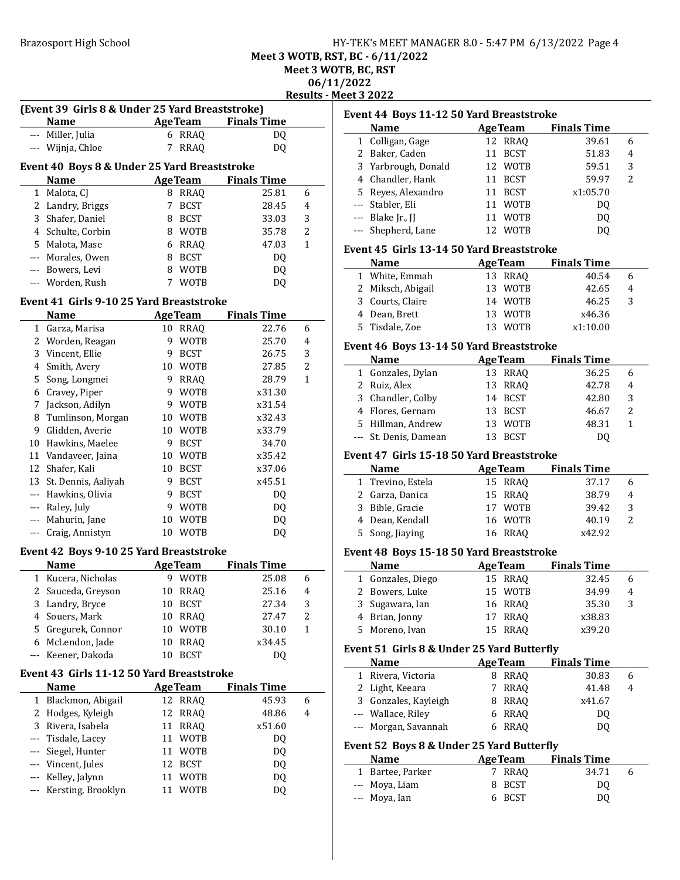Meet 3 WOTB, RST, BC - 6/11/2022

Meet 3 WOTB, BC, RST

06/11/2022

Results - Meet 3 2022

**(Event 39 Girls 8 & Under 25 Yard Breaststroke)**

| | Name | Age | Team | Finals Time | |
|---|---|---|---|---|---|
| --- | Miller, Julia | 6 | RRAQ | DQ | |
| --- | Wijnja, Chloe | 7 | RRAQ | DQ | |

**Event 40 Boys 8 & Under 25 Yard Breaststroke**

| | Name | Age | Team | Finals Time | |
|---|---|---|---|---|---|
| 1 | Malota, CJ | 8 | RRAQ | 25.81 | 6 |
| 2 | Landry, Briggs | 7 | BCST | 28.45 | 4 |
| 3 | Shafer, Daniel | 8 | BCST | 33.03 | 3 |
| 4 | Schulte, Corbin | 8 | WOTB | 35.78 | 2 |
| 5 | Malota, Mase | 6 | RRAQ | 47.03 | 1 |
| --- | Morales, Owen | 8 | BCST | DQ | |
| --- | Bowers, Levi | 8 | WOTB | DQ | |
| --- | Worden, Rush | 7 | WOTB | DQ | |

**Event 41 Girls 9-10 25 Yard Breaststroke**

| | Name | Age | Team | Finals Time | |
|---|---|---|---|---|---|
| 1 | Garza, Marisa | 10 | RRAQ | 22.76 | 6 |
| 2 | Worden, Reagan | 9 | WOTB | 25.70 | 4 |
| 3 | Vincent, Ellie | 9 | BCST | 26.75 | 3 |
| 4 | Smith, Avery | 10 | WOTB | 27.85 | 2 |
| 5 | Song, Longmei | 9 | RRAQ | 28.79 | 1 |
| 6 | Cravey, Piper | 9 | WOTB | x31.30 | |
| 7 | Jackson, Adilyn | 9 | WOTB | x31.54 | |
| 8 | Tumlinson, Morgan | 10 | WOTB | x32.43 | |
| 9 | Glidden, Averie | 10 | WOTB | x33.79 | |
| 10 | Hawkins, Maelee | 9 | BCST | 34.70 | |
| 11 | Vandaveer, Jaina | 10 | WOTB | x35.42 | |
| 12 | Shafer, Kali | 10 | BCST | x37.06 | |
| 13 | St. Dennis, Aaliyah | 9 | BCST | x45.51 | |
| --- | Hawkins, Olivia | 9 | BCST | DQ | |
| --- | Raley, July | 9 | WOTB | DQ | |
| --- | Mahurin, Jane | 10 | WOTB | DQ | |
| --- | Craig, Annistyn | 10 | WOTB | DQ | |

**Event 42 Boys 9-10 25 Yard Breaststroke**

| | Name | Age | Team | Finals Time | |
|---|---|---|---|---|---|
| 1 | Kucera, Nicholas | 9 | WOTB | 25.08 | 6 |
| 2 | Sauceda, Greyson | 10 | RRAQ | 25.16 | 4 |
| 3 | Landry, Bryce | 10 | BCST | 27.34 | 3 |
| 4 | Souers, Mark | 10 | RRAQ | 27.47 | 2 |
| 5 | Gregurek, Connor | 10 | WOTB | 30.10 | 1 |
| 6 | McLendon, Jade | 10 | RRAQ | x34.45 | |
| --- | Keener, Dakoda | 10 | BCST | DQ | |

**Event 43 Girls 11-12 50 Yard Breaststroke**

| | Name | Age | Team | Finals Time | |
|---|---|---|---|---|---|
| 1 | Blackmon, Abigail | 12 | RRAQ | 45.93 | 6 |
| 2 | Hodges, Kyleigh | 12 | RRAQ | 48.86 | 4 |
| 3 | Rivera, Isabela | 11 | RRAQ | x51.60 | |
| --- | Tisdale, Lacey | 11 | WOTB | DQ | |
| --- | Siegel, Hunter | 11 | WOTB | DQ | |
| --- | Vincent, Jules | 12 | BCST | DQ | |
| --- | Kelley, Jalynn | 11 | WOTB | DQ | |
| --- | Kersting, Brooklyn | 11 | WOTB | DQ | |

**Event 44 Boys 11-12 50 Yard Breaststroke**

| | Name | Age | Team | Finals Time | |
|---|---|---|---|---|---|
| 1 | Colligan, Gage | 12 | RRAQ | 39.61 | 6 |
| 2 | Baker, Caden | 11 | BCST | 51.83 | 4 |
| 3 | Yarbrough, Donald | 12 | WOTB | 59.51 | 3 |
| 4 | Chandler, Hank | 11 | BCST | 59.97 | 2 |
| 5 | Reyes, Alexandro | 11 | BCST | x1:05.70 | |
| --- | Stabler, Eli | 11 | WOTB | DQ | |
| --- | Blake Jr., JJ | 11 | WOTB | DQ | |
| --- | Shepherd, Lane | 12 | WOTB | DQ | |

**Event 45 Girls 13-14 50 Yard Breaststroke**

| | Name | Age | Team | Finals Time | |
|---|---|---|---|---|---|
| 1 | White, Emmah | 13 | RRAQ | 40.54 | 6 |
| 2 | Miksch, Abigail | 13 | WOTB | 42.65 | 4 |
| 3 | Courts, Claire | 14 | WOTB | 46.25 | 3 |
| 4 | Dean, Brett | 13 | WOTB | x46.36 | |
| 5 | Tisdale, Zoe | 13 | WOTB | x1:10.00 | |

**Event 46 Boys 13-14 50 Yard Breaststroke**

| | Name | Age | Team | Finals Time | |
|---|---|---|---|---|---|
| 1 | Gonzales, Dylan | 13 | RRAQ | 36.25 | 6 |
| 2 | Ruiz, Alex | 13 | RRAQ | 42.78 | 4 |
| 3 | Chandler, Colby | 14 | BCST | 42.80 | 3 |
| 4 | Flores, Gernaro | 13 | BCST | 46.67 | 2 |
| 5 | Hillman, Andrew | 13 | WOTB | 48.31 | 1 |
| --- | St. Denis, Damean | 13 | BCST | DQ | |

**Event 47 Girls 15-18 50 Yard Breaststroke**

| | Name | Age | Team | Finals Time | |
|---|---|---|---|---|---|
| 1 | Trevino, Estela | 15 | RRAQ | 37.17 | 6 |
| 2 | Garza, Danica | 15 | RRAQ | 38.79 | 4 |
| 3 | Bible, Gracie | 17 | WOTB | 39.42 | 3 |
| 4 | Dean, Kendall | 16 | WOTB | 40.19 | 2 |
| 5 | Song, Jiaying | 16 | RRAQ | x42.92 | |

**Event 48 Boys 15-18 50 Yard Breaststroke**

| | Name | Age | Team | Finals Time | |
|---|---|---|---|---|---|
| 1 | Gonzales, Diego | 15 | RRAQ | 32.45 | 6 |
| 2 | Bowers, Luke | 15 | WOTB | 34.99 | 4 |
| 3 | Sugawara, Ian | 16 | RRAQ | 35.30 | 3 |
| 4 | Brian, Jonny | 17 | RRAQ | x38.83 | |
| 5 | Moreno, Ivan | 15 | RRAQ | x39.20 | |

**Event 51 Girls 8 & Under 25 Yard Butterfly**

| | Name | Age | Team | Finals Time | |
|---|---|---|---|---|---|
| 1 | Rivera, Victoria | 8 | RRAQ | 30.83 | 6 |
| 2 | Light, Keeara | 7 | RRAQ | 41.48 | 4 |
| 3 | Gonzales, Kayleigh | 8 | RRAQ | x41.67 | |
| --- | Wallace, Riley | 6 | RRAQ | DQ | |
| --- | Morgan, Savannah | 6 | RRAQ | DQ | |

**Event 52 Boys 8 & Under 25 Yard Butterfly**

| | Name | Age | Team | Finals Time | |
|---|---|---|---|---|---|
| 1 | Bartee, Parker | 7 | RRAQ | 34.71 | 6 |
| --- | Moya, Liam | 8 | BCST | DQ | |
| --- | Moya, Ian | 6 | BCST | DQ | |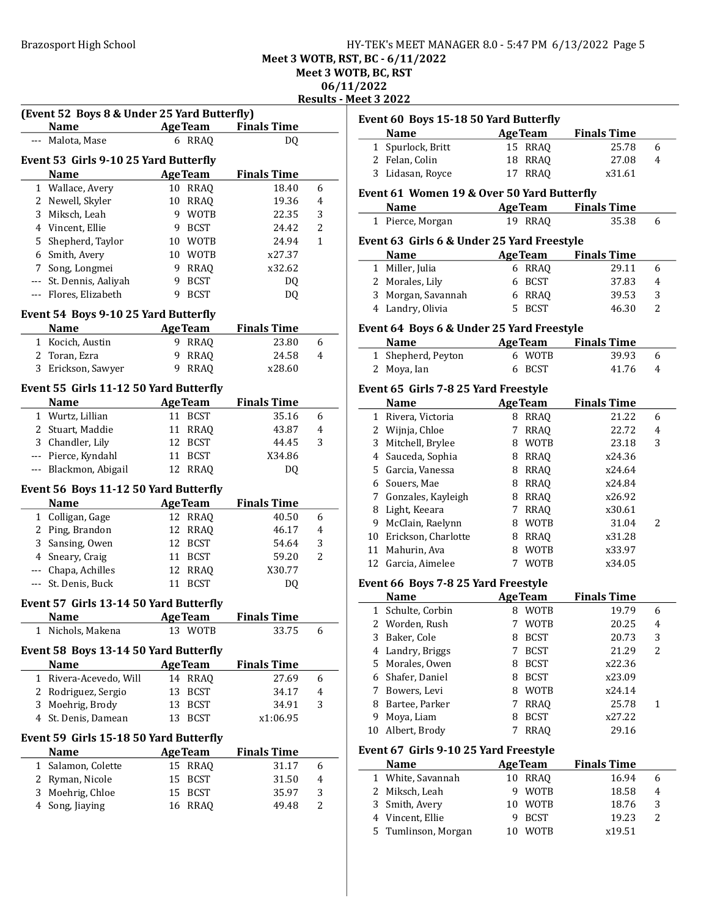Meet 3 WOTB, RST, BC - 6/11/2022
Meet 3 WOTB, BC, RST
06/11/2022
Results - Meet 3 2022

### (Event 52 Boys 8 & Under 25 Yard Butterfly)

| | Name | Age | Team | Finals Time | |
|---|---|---|---|---|---|
| --- | Malota, Mase | 6 | RRAQ | DQ | |

### Event 53 Girls 9-10 25 Yard Butterfly

| | Name | Age | Team | Finals Time | |
|---|---|---|---|---|---|
| 1 | Wallace, Avery | 10 | RRAQ | 18.40 | 6 |
| 2 | Newell, Skyler | 10 | RRAQ | 19.36 | 4 |
| 3 | Miksch, Leah | 9 | WOTB | 22.35 | 3 |
| 4 | Vincent, Ellie | 9 | BCST | 24.42 | 2 |
| 5 | Shepherd, Taylor | 10 | WOTB | 24.94 | 1 |
| 6 | Smith, Avery | 10 | WOTB | x27.37 | |
| 7 | Song, Longmei | 9 | RRAQ | x32.62 | |
| --- | St. Dennis, Aaliyah | 9 | BCST | DQ | |
| --- | Flores, Elizabeth | 9 | BCST | DQ | |

### Event 54 Boys 9-10 25 Yard Butterfly

| | Name | Age | Team | Finals Time | |
|---|---|---|---|---|---|
| 1 | Kocich, Austin | 9 | RRAQ | 23.80 | 6 |
| 2 | Toran, Ezra | 9 | RRAQ | 24.58 | 4 |
| 3 | Erickson, Sawyer | 9 | RRAQ | x28.60 | |

### Event 55 Girls 11-12 50 Yard Butterfly

| | Name | Age | Team | Finals Time | |
|---|---|---|---|---|---|
| 1 | Wurtz, Lillian | 11 | BCST | 35.16 | 6 |
| 2 | Stuart, Maddie | 11 | RRAQ | 43.87 | 4 |
| 3 | Chandler, Lily | 12 | BCST | 44.45 | 3 |
| --- | Pierce, Kyndahl | 11 | BCST | X34.86 | |
| --- | Blackmon, Abigail | 12 | RRAQ | DQ | |

### Event 56 Boys 11-12 50 Yard Butterfly

| | Name | Age | Team | Finals Time | |
|---|---|---|---|---|---|
| 1 | Colligan, Gage | 12 | RRAQ | 40.50 | 6 |
| 2 | Ping, Brandon | 12 | RRAQ | 46.17 | 4 |
| 3 | Sansing, Owen | 12 | BCST | 54.64 | 3 |
| 4 | Sneary, Craig | 11 | BCST | 59.20 | 2 |
| --- | Chapa, Achilles | 12 | RRAQ | X30.77 | |
| --- | St. Denis, Buck | 11 | BCST | DQ | |

### Event 57 Girls 13-14 50 Yard Butterfly

| | Name | Age | Team | Finals Time | |
|---|---|---|---|---|---|
| 1 | Nichols, Makena | 13 | WOTB | 33.75 | 6 |

### Event 58 Boys 13-14 50 Yard Butterfly

| | Name | Age | Team | Finals Time | |
|---|---|---|---|---|---|
| 1 | Rivera-Acevedo, Will | 14 | RRAQ | 27.69 | 6 |
| 2 | Rodriguez, Sergio | 13 | BCST | 34.17 | 4 |
| 3 | Moehrig, Brody | 13 | BCST | 34.91 | 3 |
| 4 | St. Denis, Damean | 13 | BCST | x1:06.95 | |

### Event 59 Girls 15-18 50 Yard Butterfly

| | Name | Age | Team | Finals Time | |
|---|---|---|---|---|---|
| 1 | Salamon, Colette | 15 | RRAQ | 31.17 | 6 |
| 2 | Ryman, Nicole | 15 | BCST | 31.50 | 4 |
| 3 | Moehrig, Chloe | 15 | BCST | 35.97 | 3 |
| 4 | Song, Jiaying | 16 | RRAQ | 49.48 | 2 |

### Event 60 Boys 15-18 50 Yard Butterfly

| | Name | Age | Team | Finals Time | |
|---|---|---|---|---|---|
| 1 | Spurlock, Britt | 15 | RRAQ | 25.78 | 6 |
| 2 | Felan, Colin | 18 | RRAQ | 27.08 | 4 |
| 3 | Lidasan, Royce | 17 | RRAQ | x31.61 | |

### Event 61 Women 19 & Over 50 Yard Butterfly

| | Name | Age | Team | Finals Time | |
|---|---|---|---|---|---|
| 1 | Pierce, Morgan | 19 | RRAQ | 35.38 | 6 |

### Event 63 Girls 6 & Under 25 Yard Freestyle

| | Name | Age | Team | Finals Time | |
|---|---|---|---|---|---|
| 1 | Miller, Julia | 6 | RRAQ | 29.11 | 6 |
| 2 | Morales, Lily | 6 | BCST | 37.83 | 4 |
| 3 | Morgan, Savannah | 6 | RRAQ | 39.53 | 3 |
| 4 | Landry, Olivia | 5 | BCST | 46.30 | 2 |

### Event 64 Boys 6 & Under 25 Yard Freestyle

| | Name | Age | Team | Finals Time | |
|---|---|---|---|---|---|
| 1 | Shepherd, Peyton | 6 | WOTB | 39.93 | 6 |
| 2 | Moya, Ian | 6 | BCST | 41.76 | 4 |

### Event 65 Girls 7-8 25 Yard Freestyle

| | Name | Age | Team | Finals Time | |
|---|---|---|---|---|---|
| 1 | Rivera, Victoria | 8 | RRAQ | 21.22 | 6 |
| 2 | Wijnja, Chloe | 7 | RRAQ | 22.72 | 4 |
| 3 | Mitchell, Brylee | 8 | WOTB | 23.18 | 3 |
| 4 | Sauceda, Sophia | 8 | RRAQ | x24.36 | |
| 5 | Garcia, Vanessa | 8 | RRAQ | x24.64 | |
| 6 | Souers, Mae | 8 | RRAQ | x24.84 | |
| 7 | Gonzales, Kayleigh | 8 | RRAQ | x26.92 | |
| 8 | Light, Keeara | 7 | RRAQ | x30.61 | |
| 9 | McClain, Raelynn | 8 | WOTB | 31.04 | 2 |
| 10 | Erickson, Charlotte | 8 | RRAQ | x31.28 | |
| 11 | Mahurin, Ava | 8 | WOTB | x33.97 | |
| 12 | Garcia, Aimelee | 7 | WOTB | x34.05 | |

### Event 66 Boys 7-8 25 Yard Freestyle

| | Name | Age | Team | Finals Time | |
|---|---|---|---|---|---|
| 1 | Schulte, Corbin | 8 | WOTB | 19.79 | 6 |
| 2 | Worden, Rush | 7 | WOTB | 20.25 | 4 |
| 3 | Baker, Cole | 8 | BCST | 20.73 | 3 |
| 4 | Landry, Briggs | 7 | BCST | 21.29 | 2 |
| 5 | Morales, Owen | 8 | BCST | x22.36 | |
| 6 | Shafer, Daniel | 8 | BCST | x23.09 | |
| 7 | Bowers, Levi | 8 | WOTB | x24.14 | |
| 8 | Bartee, Parker | 7 | RRAQ | 25.78 | 1 |
| 9 | Moya, Liam | 8 | BCST | x27.22 | |
| 10 | Albert, Brody | 7 | RRAQ | 29.16 | |

### Event 67 Girls 9-10 25 Yard Freestyle

| | Name | Age | Team | Finals Time | |
|---|---|---|---|---|---|
| 1 | White, Savannah | 10 | RRAQ | 16.94 | 6 |
| 2 | Miksch, Leah | 9 | WOTB | 18.58 | 4 |
| 3 | Smith, Avery | 10 | WOTB | 18.76 | 3 |
| 4 | Vincent, Ellie | 9 | BCST | 19.23 | 2 |
| 5 | Tumlinson, Morgan | 10 | WOTB | x19.51 | |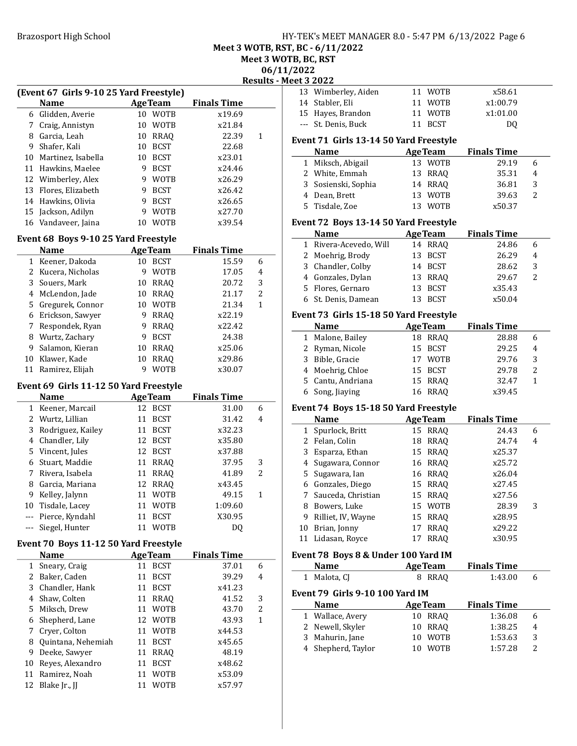## Meet 3 WOTB, RST, BC - 6/11/2022

### Meet 3 WOTB, BC, RST

### 06/11/2022

### Results - Meet 3 2022

**(Event 67 Girls 9-10 25 Yard Freestyle)**

| | Name | Age | Team | Finals Time | |
|---|---|---|---|---|---|
| 6 | Glidden, Averie | 10 | WOTB | x19.69 | |
| 7 | Craig, Annistyn | 10 | WOTB | x21.84 | |
| 8 | Garcia, Leah | 10 | RRAQ | 22.39 | 1 |
| 9 | Shafer, Kali | 10 | BCST | 22.68 | |
| 10 | Martinez, Isabella | 10 | BCST | x23.01 | |
| 11 | Hawkins, Maelee | 9 | BCST | x24.46 | |
| 12 | Wimberley, Alex | 9 | WOTB | x26.29 | |
| 13 | Flores, Elizabeth | 9 | BCST | x26.42 | |
| 14 | Hawkins, Olivia | 9 | BCST | x26.65 | |
| 15 | Jackson, Adilyn | 9 | WOTB | x27.70 | |
| 16 | Vandaveer, Jaina | 10 | WOTB | x39.54 | |

**Event 68 Boys 9-10 25 Yard Freestyle**

| | Name | Age | Team | Finals Time | |
|---|---|---|---|---|---|
| 1 | Keener, Dakoda | 10 | BCST | 15.59 | 6 |
| 2 | Kucera, Nicholas | 9 | WOTB | 17.05 | 4 |
| 3 | Souers, Mark | 10 | RRAQ | 20.72 | 3 |
| 4 | McLendon, Jade | 10 | RRAQ | 21.17 | 2 |
| 5 | Gregurek, Connor | 10 | WOTB | 21.34 | 1 |
| 6 | Erickson, Sawyer | 9 | RRAQ | x22.19 | |
| 7 | Respondek, Ryan | 9 | RRAQ | x22.42 | |
| 8 | Wurtz, Zachary | 9 | BCST | 24.38 | |
| 9 | Salamon, Kieran | 10 | RRAQ | x25.06 | |
| 10 | Klawer, Kade | 10 | RRAQ | x29.86 | |
| 11 | Ramirez, Elijah | 9 | WOTB | x30.07 | |

**Event 69 Girls 11-12 50 Yard Freestyle**

| | Name | Age | Team | Finals Time | |
|---|---|---|---|---|---|
| 1 | Keener, Marcail | 12 | BCST | 31.00 | 6 |
| 2 | Wurtz, Lillian | 11 | BCST | 31.42 | 4 |
| 3 | Rodriguez, Kailey | 11 | BCST | x32.23 | |
| 4 | Chandler, Lily | 12 | BCST | x35.80 | |
| 5 | Vincent, Jules | 12 | BCST | x37.88 | |
| 6 | Stuart, Maddie | 11 | RRAQ | 37.95 | 3 |
| 7 | Rivera, Isabela | 11 | RRAQ | 41.89 | 2 |
| 8 | Garcia, Mariana | 12 | RRAQ | x43.45 | |
| 9 | Kelley, Jalynn | 11 | WOTB | 49.15 | 1 |
| 10 | Tisdale, Lacey | 11 | WOTB | 1:09.60 | |
| --- | Pierce, Kyndahl | 11 | BCST | X30.95 | |
| --- | Siegel, Hunter | 11 | WOTB | DQ | |

**Event 70 Boys 11-12 50 Yard Freestyle**

| | Name | Age | Team | Finals Time | |
|---|---|---|---|---|---|
| 1 | Sneary, Craig | 11 | BCST | 37.01 | 6 |
| 2 | Baker, Caden | 11 | BCST | 39.29 | 4 |
| 3 | Chandler, Hank | 11 | BCST | x41.23 | |
| 4 | Shaw, Colten | 11 | RRAQ | 41.52 | 3 |
| 5 | Miksch, Drew | 11 | WOTB | 43.70 | 2 |
| 6 | Shepherd, Lane | 12 | WOTB | 43.93 | 1 |
| 7 | Cryer, Colton | 11 | WOTB | x44.53 | |
| 8 | Quintana, Nehemiah | 11 | BCST | x45.65 | |
| 9 | Deeke, Sawyer | 11 | RRAQ | 48.19 | |
| 10 | Reyes, Alexandro | 11 | BCST | x48.62 | |
| 11 | Ramirez, Noah | 11 | WOTB | x53.09 | |
| 12 | Blake Jr., JJ | 11 | WOTB | x57.97 | |
| 13 | Wimberley, Aiden | 11 | WOTB | x58.61 | |
| 14 | Stabler, Eli | 11 | WOTB | x1:00.79 | |
| 15 | Hayes, Brandon | 11 | WOTB | x1:01.00 | |
| --- | St. Denis, Buck | 11 | BCST | DQ | |

**Event 71 Girls 13-14 50 Yard Freestyle**

| | Name | Age | Team | Finals Time | |
|---|---|---|---|---|---|
| 1 | Miksch, Abigail | 13 | WOTB | 29.19 | 6 |
| 2 | White, Emmah | 13 | RRAQ | 35.31 | 4 |
| 3 | Sosienski, Sophia | 14 | RRAQ | 36.81 | 3 |
| 4 | Dean, Brett | 13 | WOTB | 39.63 | 2 |
| 5 | Tisdale, Zoe | 13 | WOTB | x50.37 | |

**Event 72 Boys 13-14 50 Yard Freestyle**

| | Name | Age | Team | Finals Time | |
|---|---|---|---|---|---|
| 1 | Rivera-Acevedo, Will | 14 | RRAQ | 24.86 | 6 |
| 2 | Moehrig, Brody | 13 | BCST | 26.29 | 4 |
| 3 | Chandler, Colby | 14 | BCST | 28.62 | 3 |
| 4 | Gonzales, Dylan | 13 | RRAQ | 29.67 | 2 |
| 5 | Flores, Gernaro | 13 | BCST | x35.43 | |
| 6 | St. Denis, Damean | 13 | BCST | x50.04 | |

**Event 73 Girls 15-18 50 Yard Freestyle**

| | Name | Age | Team | Finals Time | |
|---|---|---|---|---|---|
| 1 | Malone, Bailey | 18 | RRAQ | 28.88 | 6 |
| 2 | Ryman, Nicole | 15 | BCST | 29.25 | 4 |
| 3 | Bible, Gracie | 17 | WOTB | 29.76 | 3 |
| 4 | Moehrig, Chloe | 15 | BCST | 29.78 | 2 |
| 5 | Cantu, Andriana | 15 | RRAQ | 32.47 | 1 |
| 6 | Song, Jiaying | 16 | RRAQ | x39.45 | |

**Event 74 Boys 15-18 50 Yard Freestyle**

| | Name | Age | Team | Finals Time | |
|---|---|---|---|---|---|
| 1 | Spurlock, Britt | 15 | RRAQ | 24.43 | 6 |
| 2 | Felan, Colin | 18 | RRAQ | 24.74 | 4 |
| 3 | Esparza, Ethan | 15 | RRAQ | x25.37 | |
| 4 | Sugawara, Connor | 16 | RRAQ | x25.72 | |
| 5 | Sugawara, Ian | 16 | RRAQ | x26.04 | |
| 6 | Gonzales, Diego | 15 | RRAQ | x27.45 | |
| 7 | Sauceda, Christian | 15 | RRAQ | x27.56 | |
| 8 | Bowers, Luke | 15 | WOTB | 28.39 | 3 |
| 9 | Rilliet, IV, Wayne | 15 | RRAQ | x28.95 | |
| 10 | Brian, Jonny | 17 | RRAQ | x29.22 | |
| 11 | Lidasan, Royce | 17 | RRAQ | x30.95 | |

**Event 78 Boys 8 & Under 100 Yard IM**

| | Name | Age | Team | Finals Time | |
|---|---|---|---|---|---|
| 1 | Malota, CJ | 8 | RRAQ | 1:43.00 | 6 |

**Event 79 Girls 9-10 100 Yard IM**

| | Name | Age | Team | Finals Time | |
|---|---|---|---|---|---|
| 1 | Wallace, Avery | 10 | RRAQ | 1:36.08 | 6 |
| 2 | Newell, Skyler | 10 | RRAQ | 1:38.25 | 4 |
| 3 | Mahurin, Jane | 10 | WOTB | 1:53.63 | 3 |
| 4 | Shepherd, Taylor | 10 | WOTB | 1:57.28 | 2 |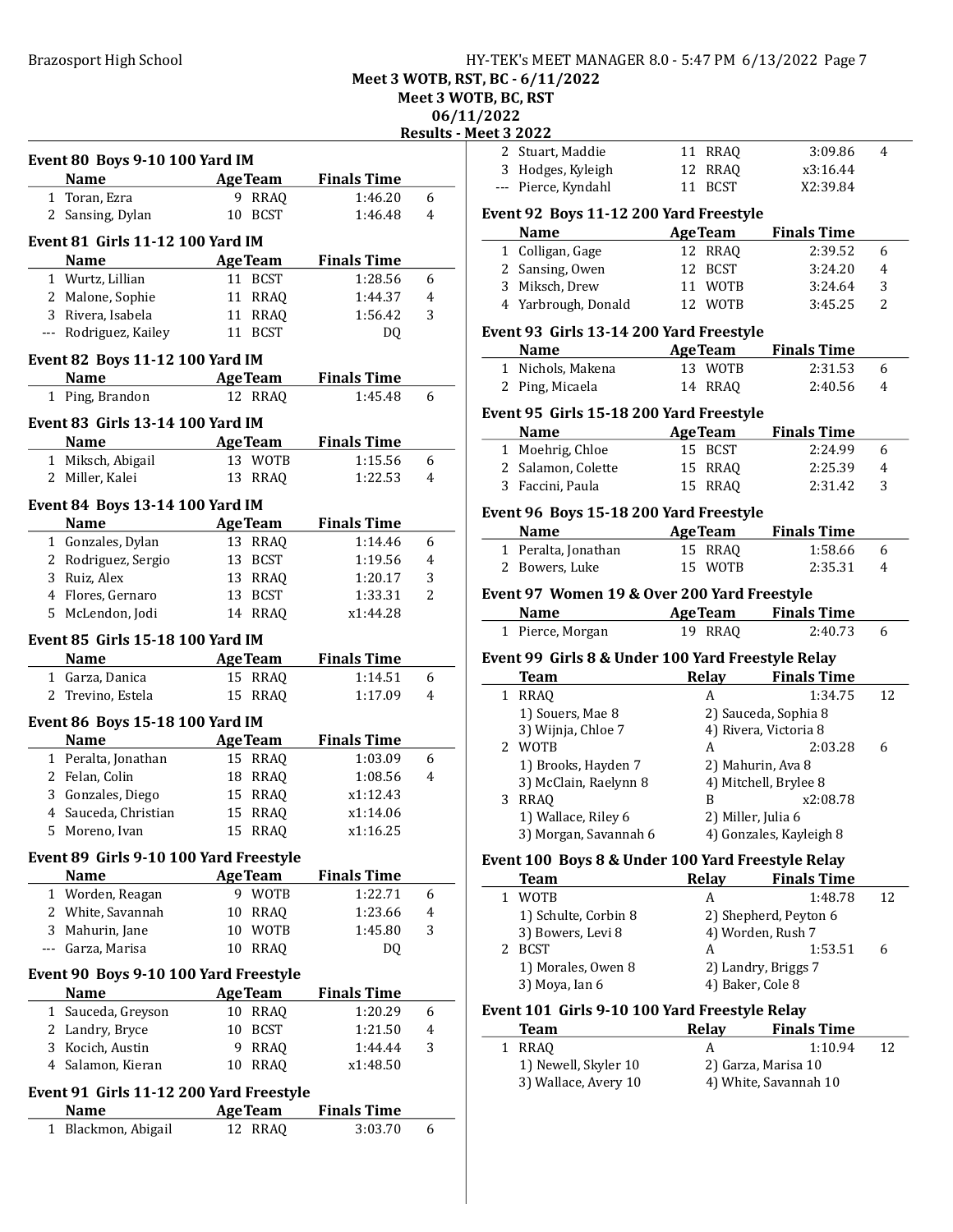Meet 3 WOTB, RST, BC - 6/11/2022
Meet 3 WOTB, BC, RST
06/11/2022
Results - Meet 3 2022

### Event 80 Boys 9-10 100 Yard IM

| | Name | Age | Team | Finals Time | |
|---|---|---|---|---|---|
| 1 | Toran, Ezra | 9 | RRAQ | 1:46.20 | 6 |
| 2 | Sansing, Dylan | 10 | BCST | 1:46.48 | 4 |

### Event 81 Girls 11-12 100 Yard IM

| | Name | Age | Team | Finals Time | |
|---|---|---|---|---|---|
| 1 | Wurtz, Lillian | 11 | BCST | 1:28.56 | 6 |
| 2 | Malone, Sophie | 11 | RRAQ | 1:44.37 | 4 |
| 3 | Rivera, Isabela | 11 | RRAQ | 1:56.42 | 3 |
| --- | Rodriguez, Kailey | 11 | BCST | DQ | |

### Event 82 Boys 11-12 100 Yard IM

| | Name | Age | Team | Finals Time | |
|---|---|---|---|---|---|
| 1 | Ping, Brandon | 12 | RRAQ | 1:45.48 | 6 |

### Event 83 Girls 13-14 100 Yard IM

| | Name | Age | Team | Finals Time | |
|---|---|---|---|---|---|
| 1 | Miksch, Abigail | 13 | WOTB | 1:15.56 | 6 |
| 2 | Miller, Kalei | 13 | RRAQ | 1:22.53 | 4 |

### Event 84 Boys 13-14 100 Yard IM

| | Name | Age | Team | Finals Time | |
|---|---|---|---|---|---|
| 1 | Gonzales, Dylan | 13 | RRAQ | 1:14.46 | 6 |
| 2 | Rodriguez, Sergio | 13 | BCST | 1:19.56 | 4 |
| 3 | Ruiz, Alex | 13 | RRAQ | 1:20.17 | 3 |
| 4 | Flores, Gernaro | 13 | BCST | 1:33.31 | 2 |
| 5 | McLendon, Jodi | 14 | RRAQ | x1:44.28 | |

### Event 85 Girls 15-18 100 Yard IM

| | Name | Age | Team | Finals Time | |
|---|---|---|---|---|---|
| 1 | Garza, Danica | 15 | RRAQ | 1:14.51 | 6 |
| 2 | Trevino, Estela | 15 | RRAQ | 1:17.09 | 4 |

### Event 86 Boys 15-18 100 Yard IM

| | Name | Age | Team | Finals Time | |
|---|---|---|---|---|---|
| 1 | Peralta, Jonathan | 15 | RRAQ | 1:03.09 | 6 |
| 2 | Felan, Colin | 18 | RRAQ | 1:08.56 | 4 |
| 3 | Gonzales, Diego | 15 | RRAQ | x1:12.43 | |
| 4 | Sauceda, Christian | 15 | RRAQ | x1:14.06 | |
| 5 | Moreno, Ivan | 15 | RRAQ | x1:16.25 | |

### Event 89 Girls 9-10 100 Yard Freestyle

| | Name | Age | Team | Finals Time | |
|---|---|---|---|---|---|
| 1 | Worden, Reagan | 9 | WOTB | 1:22.71 | 6 |
| 2 | White, Savannah | 10 | RRAQ | 1:23.66 | 4 |
| 3 | Mahurin, Jane | 10 | WOTB | 1:45.80 | 3 |
| --- | Garza, Marisa | 10 | RRAQ | DQ | |

### Event 90 Boys 9-10 100 Yard Freestyle

| | Name | Age | Team | Finals Time | |
|---|---|---|---|---|---|
| 1 | Sauceda, Greyson | 10 | RRAQ | 1:20.29 | 6 |
| 2 | Landry, Bryce | 10 | BCST | 1:21.50 | 4 |
| 3 | Kocich, Austin | 9 | RRAQ | 1:44.44 | 3 |
| 4 | Salamon, Kieran | 10 | RRAQ | x1:48.50 | |

### Event 91 Girls 11-12 200 Yard Freestyle

| | Name | Age | Team | Finals Time | |
|---|---|---|---|---|---|
| 1 | Blackmon, Abigail | 12 | RRAQ | 3:03.70 | 6 |
| 2 | Stuart, Maddie | 11 | RRAQ | 3:09.86 | 4 |
| 3 | Hodges, Kyleigh | 12 | RRAQ | x3:16.44 | |
| --- | Pierce, Kyndahl | 11 | BCST | X2:39.84 | |

### Event 92 Boys 11-12 200 Yard Freestyle

| | Name | Age | Team | Finals Time | |
|---|---|---|---|---|---|
| 1 | Colligan, Gage | 12 | RRAQ | 2:39.52 | 6 |
| 2 | Sansing, Owen | 12 | BCST | 3:24.20 | 4 |
| 3 | Miksch, Drew | 11 | WOTB | 3:24.64 | 3 |
| 4 | Yarbrough, Donald | 12 | WOTB | 3:45.25 | 2 |

### Event 93 Girls 13-14 200 Yard Freestyle

| | Name | Age | Team | Finals Time | |
|---|---|---|---|---|---|
| 1 | Nichols, Makena | 13 | WOTB | 2:31.53 | 6 |
| 2 | Ping, Micaela | 14 | RRAQ | 2:40.56 | 4 |

### Event 95 Girls 15-18 200 Yard Freestyle

| | Name | Age | Team | Finals Time | |
|---|---|---|---|---|---|
| 1 | Moehrig, Chloe | 15 | BCST | 2:24.99 | 6 |
| 2 | Salamon, Colette | 15 | RRAQ | 2:25.39 | 4 |
| 3 | Faccini, Paula | 15 | RRAQ | 2:31.42 | 3 |

### Event 96 Boys 15-18 200 Yard Freestyle

| | Name | Age | Team | Finals Time | |
|---|---|---|---|---|---|
| 1 | Peralta, Jonathan | 15 | RRAQ | 1:58.66 | 6 |
| 2 | Bowers, Luke | 15 | WOTB | 2:35.31 | 4 |

### Event 97 Women 19 & Over 200 Yard Freestyle

| | Name | Age | Team | Finals Time | |
|---|---|---|---|---|---|
| 1 | Pierce, Morgan | 19 | RRAQ | 2:40.73 | 6 |

### Event 99 Girls 8 & Under 100 Yard Freestyle Relay

| | Team | Relay | Finals Time | |
|---|---|---|---|---|
| 1 | RRAQ | A | 1:34.75 | 12 |
| | 1) Souers, Mae 8 | 2) Sauceda, Sophia 8 | | |
| | 3) Wijnja, Chloe 7 | 4) Rivera, Victoria 8 | | |
| 2 | WOTB | A | 2:03.28 | 6 |
| | 1) Brooks, Hayden 7 | 2) Mahurin, Ava 8 | | |
| | 3) McClain, Raelynn 8 | 4) Mitchell, Brylee 8 | | |
| 3 | RRAQ | B | x2:08.78 | |
| | 1) Wallace, Riley 6 | 2) Miller, Julia 6 | | |
| | 3) Morgan, Savannah 6 | 4) Gonzales, Kayleigh 8 | | |

### Event 100 Boys 8 & Under 100 Yard Freestyle Relay

| | Team | Relay | Finals Time | |
|---|---|---|---|---|
| 1 | WOTB | A | 1:48.78 | 12 |
| | 1) Schulte, Corbin 8 | 2) Shepherd, Peyton 6 | | |
| | 3) Bowers, Levi 8 | 4) Worden, Rush 7 | | |
| 2 | BCST | A | 1:53.51 | 6 |
| | 1) Morales, Owen 8 | 2) Landry, Briggs 7 | | |
| | 3) Moya, Ian 6 | 4) Baker, Cole 8 | | |

### Event 101 Girls 9-10 100 Yard Freestyle Relay

| | Team | Relay | Finals Time | |
|---|---|---|---|---|
| 1 | RRAQ | A | 1:10.94 | 12 |
| | 1) Newell, Skyler 10 | 2) Garza, Marisa 10 | | |
| | 3) Wallace, Avery 10 | 4) White, Savannah 10 | | |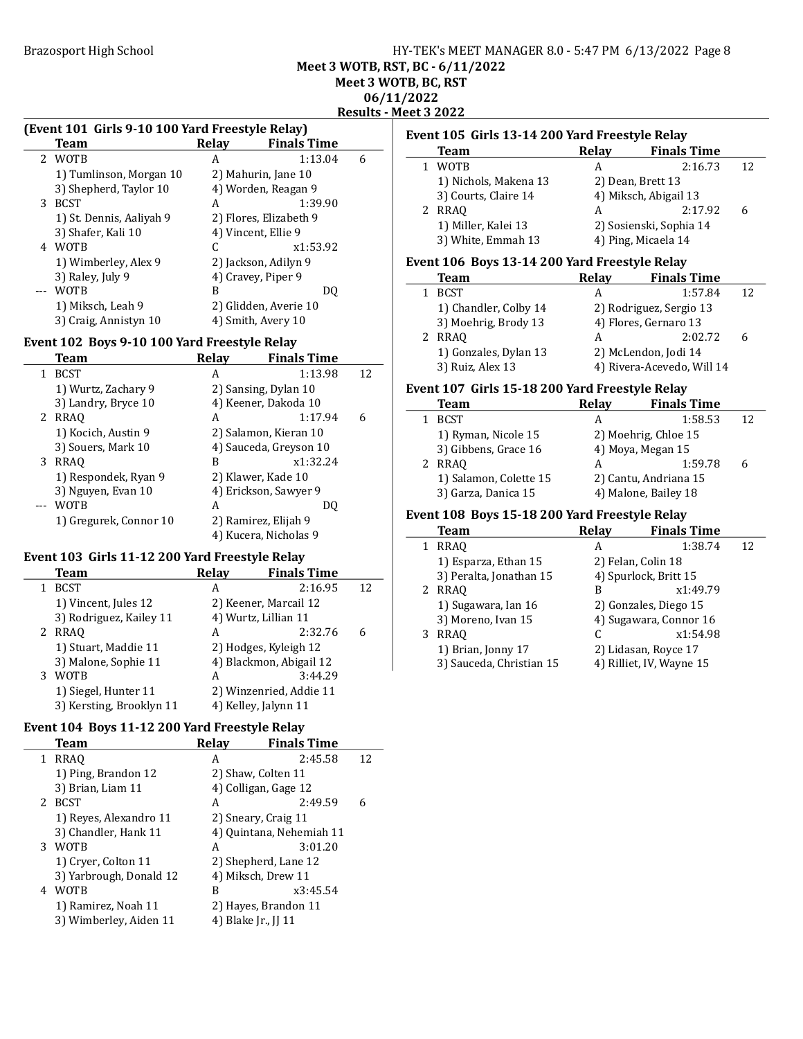Brazosport High School

**Meet 3 WOTB, RST, BC - 6/11/2022**
**Meet 3 WOTB, BC, RST**
**06/11/2022**
**Results - Meet 3 2022**

### (Event 101 Girls 9-10 100 Yard Freestyle Relay)

| | Team | Relay | Finals Time | |
|---|---|---|---|---|
| 2 | WOTB | A | 1:13.04 | 6 |
| | 1) Tumlinson, Morgan 10 | 2) Mahurin, Jane 10 | | |
| | 3) Shepherd, Taylor 10 | 4) Worden, Reagan 9 | | |
| 3 | BCST | A | 1:39.90 | |
| | 1) St. Dennis, Aaliyah 9 | 2) Flores, Elizabeth 9 | | |
| | 3) Shafer, Kali 10 | 4) Vincent, Ellie 9 | | |
| 4 | WOTB | C | x1:53.92 | |
| | 1) Wimberley, Alex 9 | 2) Jackson, Adilyn 9 | | |
| | 3) Raley, July 9 | 4) Cravey, Piper 9 | | |
| --- | WOTB | B | DQ | |
| | 1) Miksch, Leah 9 | 2) Glidden, Averie 10 | | |
| | 3) Craig, Annistyn 10 | 4) Smith, Avery 10 | | |

### Event 102 Boys 9-10 100 Yard Freestyle Relay

| | Team | Relay | Finals Time | |
|---|---|---|---|---|
| 1 | BCST | A | 1:13.98 | 12 |
| | 1) Wurtz, Zachary 9 | 2) Sansing, Dylan 10 | | |
| | 3) Landry, Bryce 10 | 4) Keener, Dakoda 10 | | |
| 2 | RRAQ | A | 1:17.94 | 6 |
| | 1) Kocich, Austin 9 | 2) Salamon, Kieran 10 | | |
| | 3) Souers, Mark 10 | 4) Sauceda, Greyson 10 | | |
| 3 | RRAQ | B | x1:32.24 | |
| | 1) Respondek, Ryan 9 | 2) Klawer, Kade 10 | | |
| | 3) Nguyen, Evan 10 | 4) Erickson, Sawyer 9 | | |
| --- | WOTB | A | DQ | |
| | 1) Gregurek, Connor 10 | 2) Ramirez, Elijah 9 | | |
| | | 4) Kucera, Nicholas 9 | | |

### Event 103 Girls 11-12 200 Yard Freestyle Relay

| | Team | Relay | Finals Time | |
|---|---|---|---|---|
| 1 | BCST | A | 2:16.95 | 12 |
| | 1) Vincent, Jules 12 | 2) Keener, Marcail 12 | | |
| | 3) Rodriguez, Kailey 11 | 4) Wurtz, Lillian 11 | | |
| 2 | RRAQ | A | 2:32.76 | 6 |
| | 1) Stuart, Maddie 11 | 2) Hodges, Kyleigh 12 | | |
| | 3) Malone, Sophie 11 | 4) Blackmon, Abigail 12 | | |
| 3 | WOTB | A | 3:44.29 | |
| | 1) Siegel, Hunter 11 | 2) Winzenried, Addie 11 | | |
| | 3) Kersting, Brooklyn 11 | 4) Kelley, Jalynn 11 | | |

### Event 104 Boys 11-12 200 Yard Freestyle Relay

| | Team | Relay | Finals Time | |
|---|---|---|---|---|
| 1 | RRAQ | A | 2:45.58 | 12 |
| | 1) Ping, Brandon 12 | 2) Shaw, Colten 11 | | |
| | 3) Brian, Liam 11 | 4) Colligan, Gage 12 | | |
| 2 | BCST | A | 2:49.59 | 6 |
| | 1) Reyes, Alexandro 11 | 2) Sneary, Craig 11 | | |
| | 3) Chandler, Hank 11 | 4) Quintana, Nehemiah 11 | | |
| 3 | WOTB | A | 3:01.20 | |
| | 1) Cryer, Colton 11 | 2) Shepherd, Lane 12 | | |
| | 3) Yarbrough, Donald 12 | 4) Miksch, Drew 11 | | |
| 4 | WOTB | B | x3:45.54 | |
| | 1) Ramirez, Noah 11 | 2) Hayes, Brandon 11 | | |
| | 3) Wimberley, Aiden 11 | 4) Blake Jr., JJ 11 | | |

### Event 105 Girls 13-14 200 Yard Freestyle Relay

| | Team | Relay | Finals Time | |
|---|---|---|---|---|
| 1 | WOTB | A | 2:16.73 | 12 |
| | 1) Nichols, Makena 13 | 2) Dean, Brett 13 | | |
| | 3) Courts, Claire 14 | 4) Miksch, Abigail 13 | | |
| 2 | RRAQ | A | 2:17.92 | 6 |
| | 1) Miller, Kalei 13 | 2) Sosienski, Sophia 14 | | |
| | 3) White, Emmah 13 | 4) Ping, Micaela 14 | | |

### Event 106 Boys 13-14 200 Yard Freestyle Relay

| | Team | Relay | Finals Time | |
|---|---|---|---|---|
| 1 | BCST | A | 1:57.84 | 12 |
| | 1) Chandler, Colby 14 | 2) Rodriguez, Sergio 13 | | |
| | 3) Moehrig, Brody 13 | 4) Flores, Gernaro 13 | | |
| 2 | RRAQ | A | 2:02.72 | 6 |
| | 1) Gonzales, Dylan 13 | 2) McLendon, Jodi 14 | | |
| | 3) Ruiz, Alex 13 | 4) Rivera-Acevedo, Will 14 | | |

### Event 107 Girls 15-18 200 Yard Freestyle Relay

| | Team | Relay | Finals Time | |
|---|---|---|---|---|
| 1 | BCST | A | 1:58.53 | 12 |
| | 1) Ryman, Nicole 15 | 2) Moehrig, Chloe 15 | | |
| | 3) Gibbens, Grace 16 | 4) Moya, Megan 15 | | |
| 2 | RRAQ | A | 1:59.78 | 6 |
| | 1) Salamon, Colette 15 | 2) Cantu, Andriana 15 | | |
| | 3) Garza, Danica 15 | 4) Malone, Bailey 18 | | |

### Event 108 Boys 15-18 200 Yard Freestyle Relay

| | Team | Relay | Finals Time | |
|---|---|---|---|---|
| 1 | RRAQ | A | 1:38.74 | 12 |
| | 1) Esparza, Ethan 15 | 2) Felan, Colin 18 | | |
| | 3) Peralta, Jonathan 15 | 4) Spurlock, Britt 15 | | |
| 2 | RRAQ | B | x1:49.79 | |
| | 1) Sugawara, Ian 16 | 2) Gonzales, Diego 15 | | |
| | 3) Moreno, Ivan 15 | 4) Sugawara, Connor 16 | | |
| 3 | RRAQ | C | x1:54.98 | |
| | 1) Brian, Jonny 17 | 2) Lidasan, Royce 17 | | |
| | 3) Sauceda, Christian 15 | 4) Rilliet, IV, Wayne 15 | | |